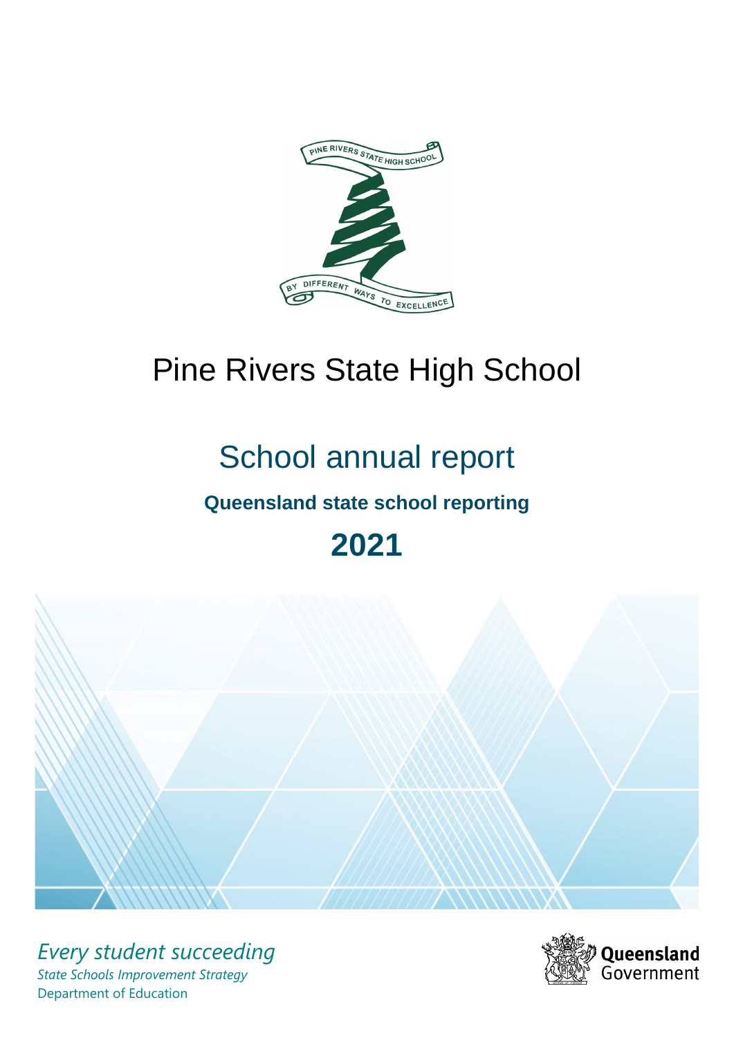# Pine Rivers State High School

## School annual report

**Queensland state school reporting**

# 2021

*Every student succeeding*

*State Schools Improvement Strategy*

Department of Education

Queensland Government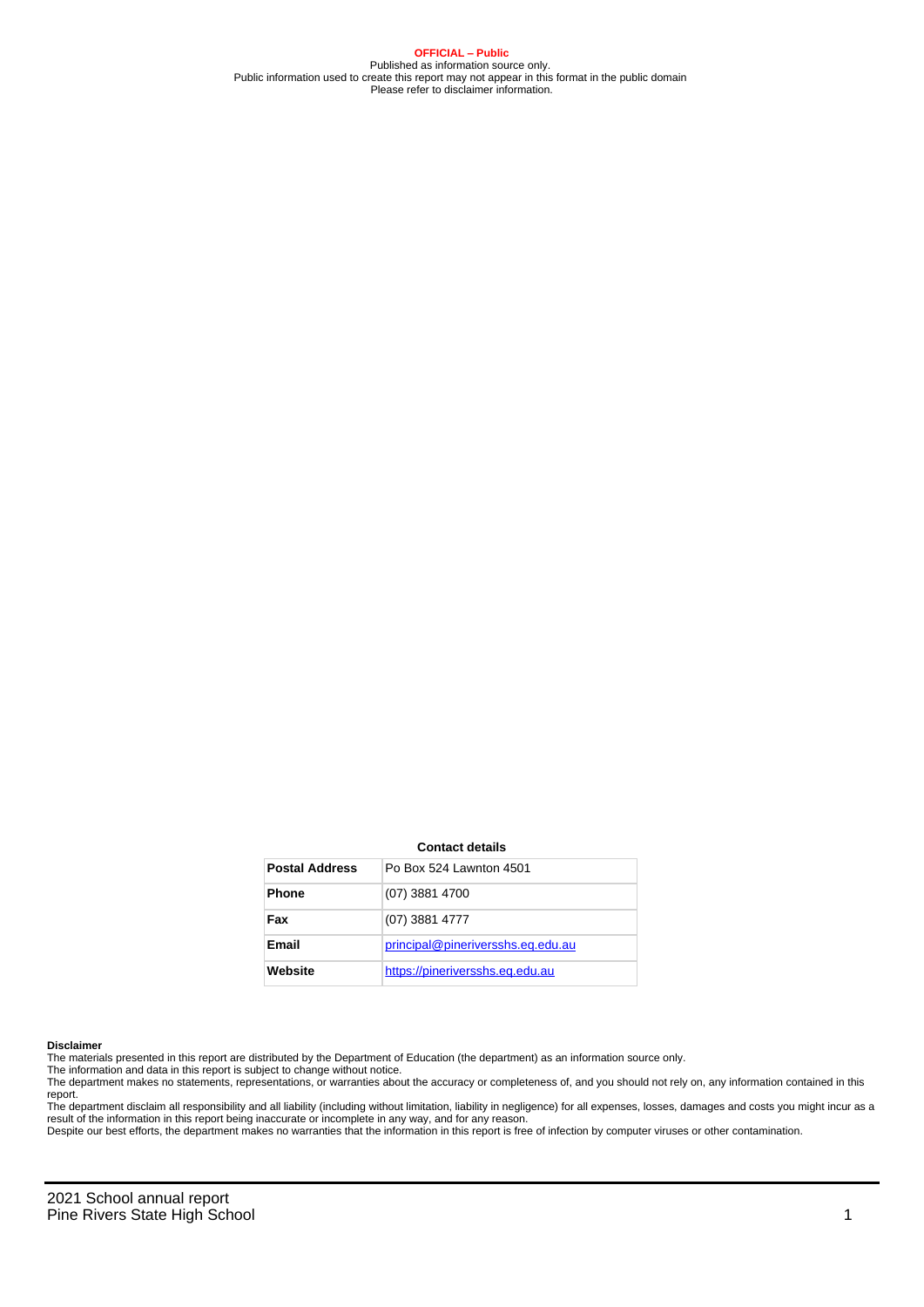**OFFICIAL – Public**
Published as information source only.
Public information used to create this report may not appear in this format in the public domain
Please refer to disclaimer information.

**Contact details**

| Postal Address | Po Box 524 Lawnton 4501 |
| --- | --- |
| Phone | (07) 3881 4700 |
| Fax | (07) 3881 4777 |
| Email | principal@pineriversshs.eq.edu.au |
| Website | https://pineriversshs.eq.edu.au |

**Disclaimer**

The materials presented in this report are distributed by the Department of Education (the department) as an information source only.

The information and data in this report is subject to change without notice.

The department makes no statements, representations, or warranties about the accuracy or completeness of, and you should not rely on, any information contained in this report.

The department disclaim all responsibility and all liability (including without limitation, liability in negligence) for all expenses, losses, damages and costs you might incur as a result of the information in this report being inaccurate or incomplete in any way, and for any reason.

Despite our best efforts, the department makes no warranties that the information in this report is free of infection by computer viruses or other contamination.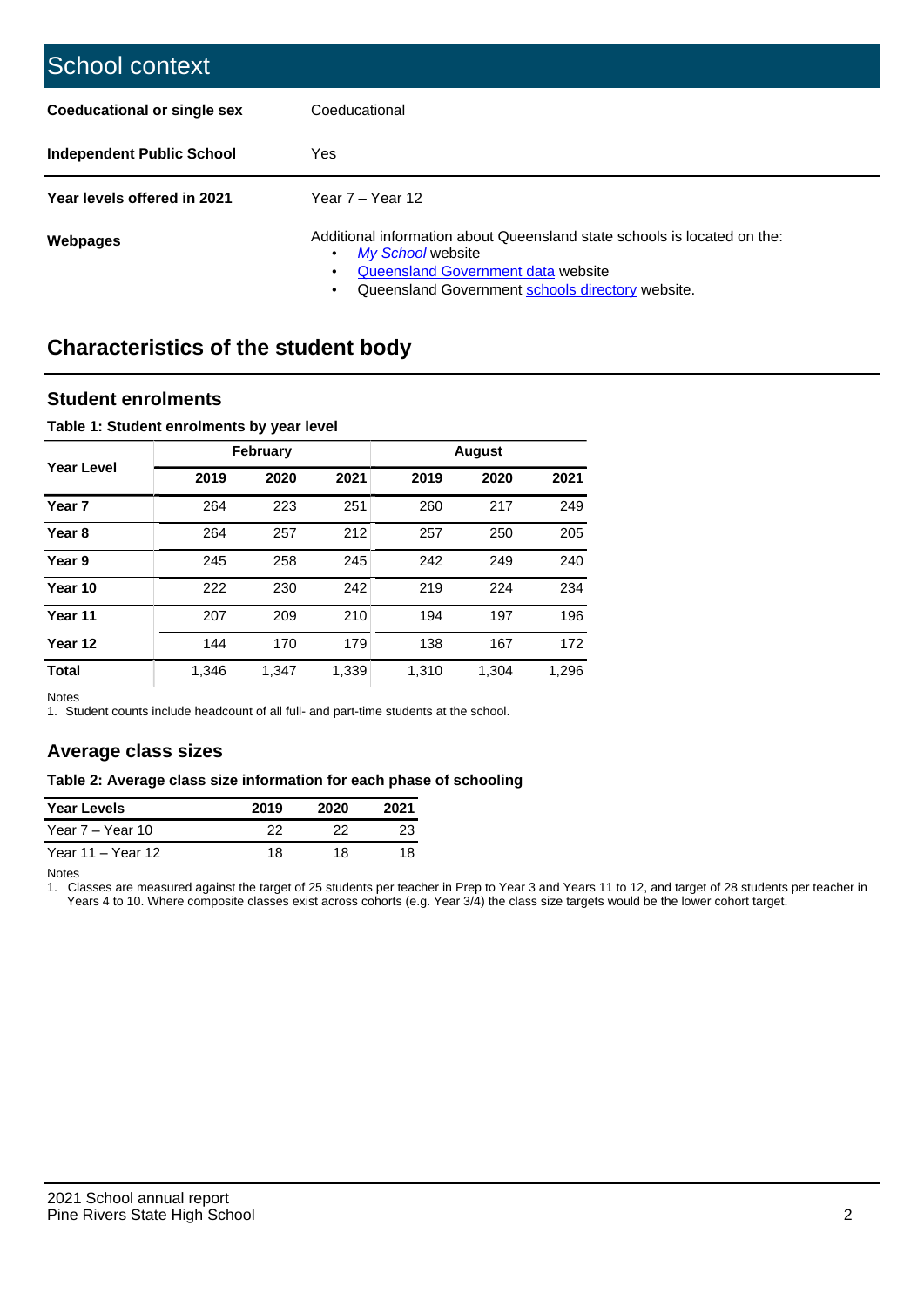# School context

| | |
|---|---|
| **Coeducational or single sex** | Coeducational |
| **Independent Public School** | Yes |
| **Year levels offered in 2021** | Year 7 – Year 12 |
| **Webpages** | Additional information about Queensland state schools is located on the:<br>• *My School* website<br>• Queensland Government data website<br>• Queensland Government schools directory website. |

## Characteristics of the student body

### Student enrolments

**Table 1: Student enrolments by year level**

| Year Level | February | | | August | | |
|---|---|---|---|---|---|---|
| | **2019** | **2020** | **2021** | **2019** | **2020** | **2021** |
| **Year 7** | 264 | 223 | 251 | 260 | 217 | 249 |
| **Year 8** | 264 | 257 | 212 | 257 | 250 | 205 |
| **Year 9** | 245 | 258 | 245 | 242 | 249 | 240 |
| **Year 10** | 222 | 230 | 242 | 219 | 224 | 234 |
| **Year 11** | 207 | 209 | 210 | 194 | 197 | 196 |
| **Year 12** | 144 | 170 | 179 | 138 | 167 | 172 |
| **Total** | 1,346 | 1,347 | 1,339 | 1,310 | 1,304 | 1,296 |

Notes

1. Student counts include headcount of all full- and part-time students at the school.

### Average class sizes

**Table 2: Average class size information for each phase of schooling**

| Year Levels | 2019 | 2020 | 2021 |
|---|---|---|---|
| Year 7 – Year 10 | 22 | 22 | 23 |
| Year 11 – Year 12 | 18 | 18 | 18 |

Notes

1. Classes are measured against the target of 25 students per teacher in Prep to Year 3 and Years 11 to 12, and target of 28 students per teacher in Years 4 to 10. Where composite classes exist across cohorts (e.g. Year 3/4) the class size targets would be the lower cohort target.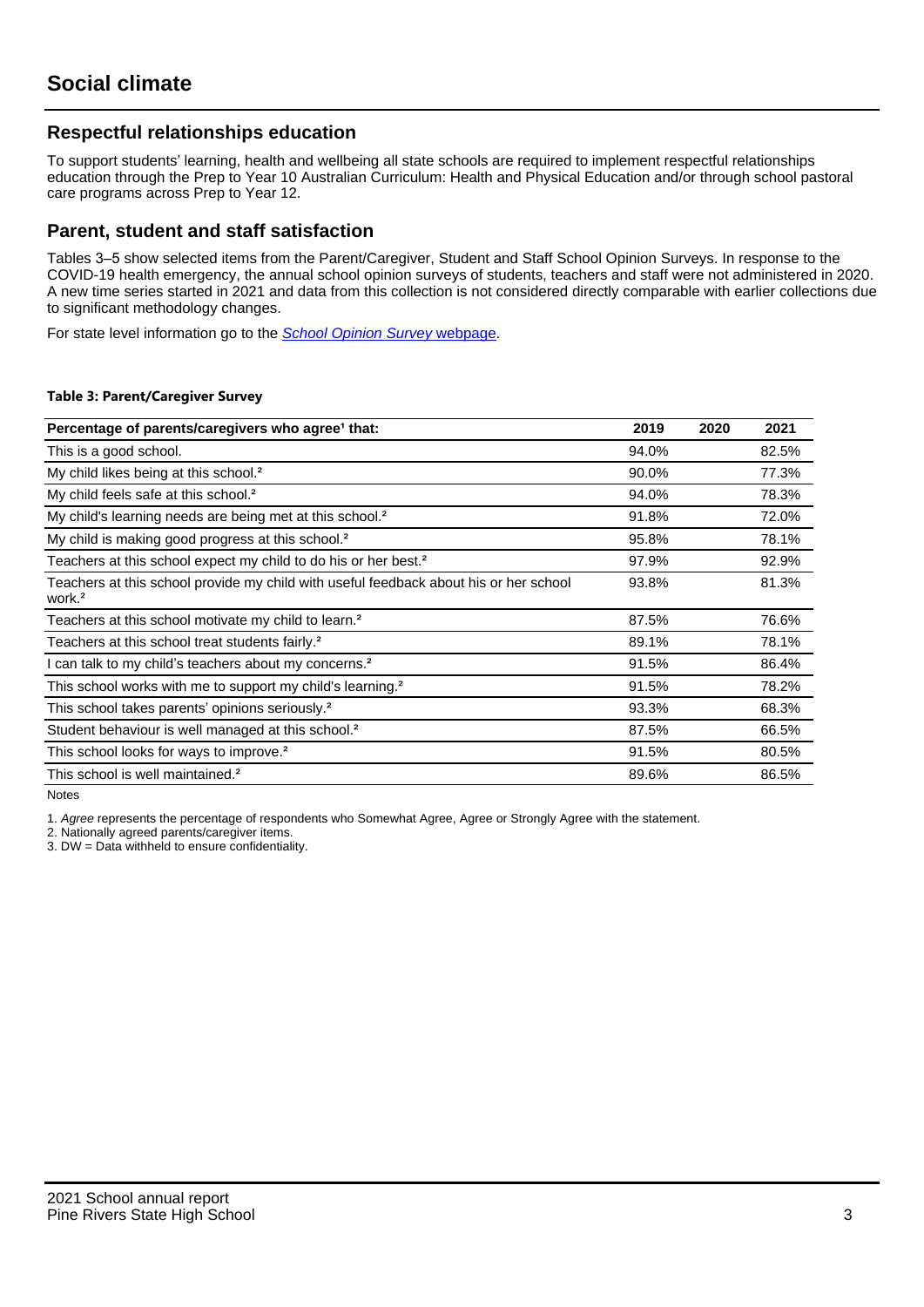# Social climate

## Respectful relationships education

To support students' learning, health and wellbeing all state schools are required to implement respectful relationships education through the Prep to Year 10 Australian Curriculum: Health and Physical Education and/or through school pastoral care programs across Prep to Year 12.

## Parent, student and staff satisfaction

Tables 3–5 show selected items from the Parent/Caregiver, Student and Staff School Opinion Surveys. In response to the COVID-19 health emergency, the annual school opinion surveys of students, teachers and staff were not administered in 2020. A new time series started in 2021 and data from this collection is not considered directly comparable with earlier collections due to significant methodology changes.

For state level information go to the *School Opinion Survey* webpage.

**Table 3: Parent/Caregiver Survey**

| Percentage of parents/caregivers who agree[1] that: | 2019 | 2020 | 2021 |
|---|---|---|---|
| This is a good school. | 94.0% | | 82.5% |
| My child likes being at this school.[2] | 90.0% | | 77.3% |
| My child feels safe at this school.[2] | 94.0% | | 78.3% |
| My child's learning needs are being met at this school.[2] | 91.8% | | 72.0% |
| My child is making good progress at this school.[2] | 95.8% | | 78.1% |
| Teachers at this school expect my child to do his or her best.[2] | 97.9% | | 92.9% |
| Teachers at this school provide my child with useful feedback about his or her school work.[2] | 93.8% | | 81.3% |
| Teachers at this school motivate my child to learn.[2] | 87.5% | | 76.6% |
| Teachers at this school treat students fairly.[2] | 89.1% | | 78.1% |
| I can talk to my child's teachers about my concerns.[2] | 91.5% | | 86.4% |
| This school works with me to support my child's learning.[2] | 91.5% | | 78.2% |
| This school takes parents' opinions seriously.[2] | 93.3% | | 68.3% |
| Student behaviour is well managed at this school.[2] | 87.5% | | 66.5% |
| This school looks for ways to improve.[2] | 91.5% | | 80.5% |
| This school is well maintained.[2] | 89.6% | | 86.5% |

Notes

1. *Agree* represents the percentage of respondents who Somewhat Agree, Agree or Strongly Agree with the statement.
2. Nationally agreed parents/caregiver items.
3. DW = Data withheld to ensure confidentiality.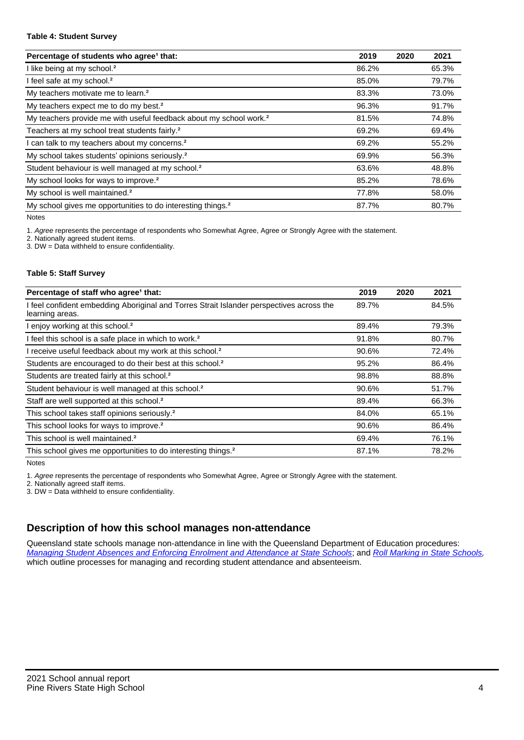**Table 4: Student Survey**

| Percentage of students who agree[1] that: | 2019 | 2020 | 2021 |
|---|---|---|---|
| I like being at my school.[2] | 86.2% | | 65.3% |
| I feel safe at my school.[2] | 85.0% | | 79.7% |
| My teachers motivate me to learn.[2] | 83.3% | | 73.0% |
| My teachers expect me to do my best.[2] | 96.3% | | 91.7% |
| My teachers provide me with useful feedback about my school work.[2] | 81.5% | | 74.8% |
| Teachers at my school treat students fairly.[2] | 69.2% | | 69.4% |
| I can talk to my teachers about my concerns.[2] | 69.2% | | 55.2% |
| My school takes students' opinions seriously.[2] | 69.9% | | 56.3% |
| Student behaviour is well managed at my school.[2] | 63.6% | | 48.8% |
| My school looks for ways to improve.[2] | 85.2% | | 78.6% |
| My school is well maintained.[2] | 77.8% | | 58.0% |
| My school gives me opportunities to do interesting things.[2] | 87.7% | | 80.7% |

Notes

1. *Agree* represents the percentage of respondents who Somewhat Agree, Agree or Strongly Agree with the statement.
2. Nationally agreed student items.
3. DW = Data withheld to ensure confidentiality.

**Table 5: Staff Survey**

| Percentage of staff who agree[1] that: | 2019 | 2020 | 2021 |
|---|---|---|---|
| I feel confident embedding Aboriginal and Torres Strait Islander perspectives across the learning areas. | 89.7% | | 84.5% |
| I enjoy working at this school.[2] | 89.4% | | 79.3% |
| I feel this school is a safe place in which to work.[2] | 91.8% | | 80.7% |
| I receive useful feedback about my work at this school.[2] | 90.6% | | 72.4% |
| Students are encouraged to do their best at this school.[2] | 95.2% | | 86.4% |
| Students are treated fairly at this school.[2] | 98.8% | | 88.8% |
| Student behaviour is well managed at this school.[2] | 90.6% | | 51.7% |
| Staff are well supported at this school.[2] | 89.4% | | 66.3% |
| This school takes staff opinions seriously.[2] | 84.0% | | 65.1% |
| This school looks for ways to improve.[2] | 90.6% | | 86.4% |
| This school is well maintained.[2] | 69.4% | | 76.1% |
| This school gives me opportunities to do interesting things.[2] | 87.1% | | 78.2% |

Notes

1. *Agree* represents the percentage of respondents who Somewhat Agree, Agree or Strongly Agree with the statement.
2. Nationally agreed staff items.
3. DW = Data withheld to ensure confidentiality.

## Description of how this school manages non-attendance

Queensland state schools manage non-attendance in line with the Queensland Department of Education procedures: *Managing Student Absences and Enforcing Enrolment and Attendance at State Schools*; and *Roll Marking in State Schools*, which outline processes for managing and recording student attendance and absenteeism.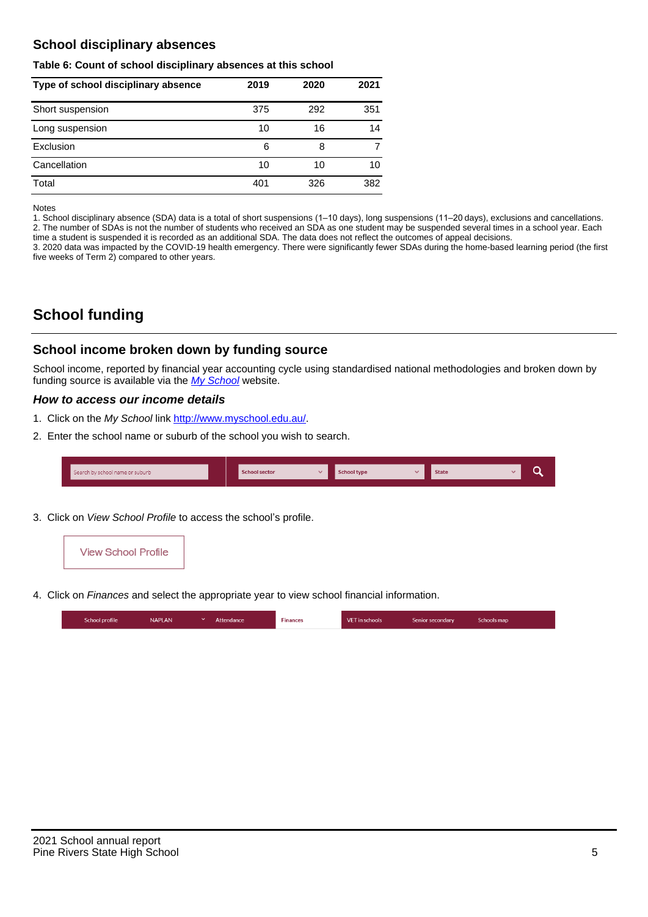## School disciplinary absences

**Table 6: Count of school disciplinary absences at this school**

| Type of school disciplinary absence | 2019 | 2020 | 2021 |
|---|---|---|---|
| Short suspension | 375 | 292 | 351 |
| Long suspension | 10 | 16 | 14 |
| Exclusion | 6 | 8 | 7 |
| Cancellation | 10 | 10 | 10 |
| Total | 401 | 326 | 382 |

Notes
1. School disciplinary absence (SDA) data is a total of short suspensions (1–10 days), long suspensions (11–20 days), exclusions and cancellations.
2. The number of SDAs is not the number of students who received an SDA as one student may be suspended several times in a school year. Each time a student is suspended it is recorded as an additional SDA. The data does not reflect the outcomes of appeal decisions.
3. 2020 data was impacted by the COVID-19 health emergency. There were significantly fewer SDAs during the home-based learning period (the first five weeks of Term 2) compared to other years.

# School funding

## School income broken down by funding source

School income, reported by financial year accounting cycle using standardised national methodologies and broken down by funding source is available via the *My School* website.

### *How to access our income details*

1. Click on the *My School* link http://www.myschool.edu.au/.
2. Enter the school name or suburb of the school you wish to search.

Search by school name or suburb | School sector | School type | State

3. Click on *View School Profile* to access the school's profile.

View School Profile

4. Click on *Finances* and select the appropriate year to view school financial information.

School profile | NAPLAN | Attendance | Finances | VET in schools | Senior secondary | Schools map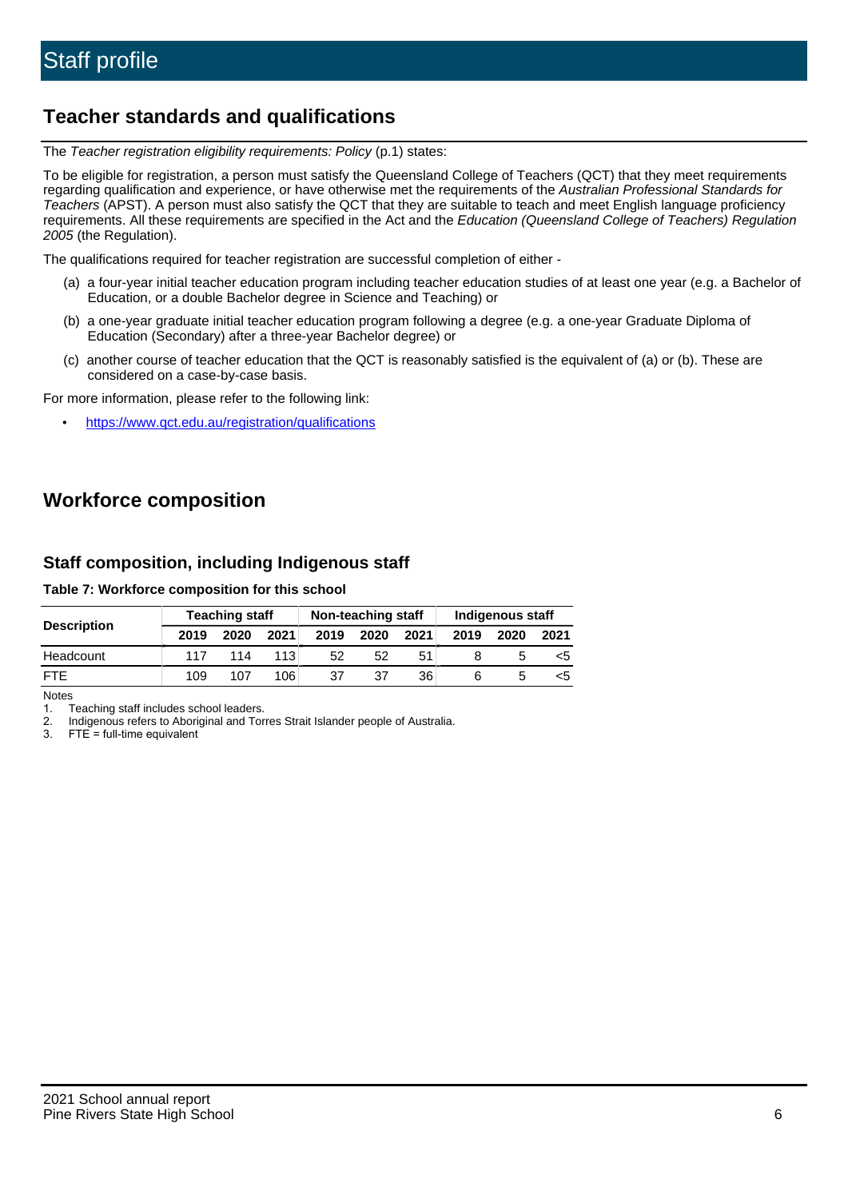# Staff profile

## Teacher standards and qualifications

The *Teacher registration eligibility requirements: Policy* (p.1) states:

To be eligible for registration, a person must satisfy the Queensland College of Teachers (QCT) that they meet requirements regarding qualification and experience, or have otherwise met the requirements of the *Australian Professional Standards for Teachers* (APST). A person must also satisfy the QCT that they are suitable to teach and meet English language proficiency requirements. All these requirements are specified in the Act and the *Education (Queensland College of Teachers) Regulation 2005* (the Regulation).

The qualifications required for teacher registration are successful completion of either -

(a) a four-year initial teacher education program including teacher education studies of at least one year (e.g. a Bachelor of Education, or a double Bachelor degree in Science and Teaching) or

(b) a one-year graduate initial teacher education program following a degree (e.g. a one-year Graduate Diploma of Education (Secondary) after a three-year Bachelor degree) or

(c) another course of teacher education that the QCT is reasonably satisfied is the equivalent of (a) or (b). These are considered on a case-by-case basis.

For more information, please refer to the following link:

- https://www.qct.edu.au/registration/qualifications

## Workforce composition

### Staff composition, including Indigenous staff

**Table 7: Workforce composition for this school**

| Description | Teaching staff | | | Non-teaching staff | | | Indigenous staff | | |
|---|---|---|---|---|---|---|---|---|---|
| | 2019 | 2020 | 2021 | 2019 | 2020 | 2021 | 2019 | 2020 | 2021 |
| Headcount | 117 | 114 | 113 | 52 | 52 | 51 | 8 | 5 | <5 |
| FTE | 109 | 107 | 106 | 37 | 37 | 36 | 6 | 5 | <5 |

Notes

1. Teaching staff includes school leaders.
2. Indigenous refers to Aboriginal and Torres Strait Islander people of Australia.
3. FTE = full-time equivalent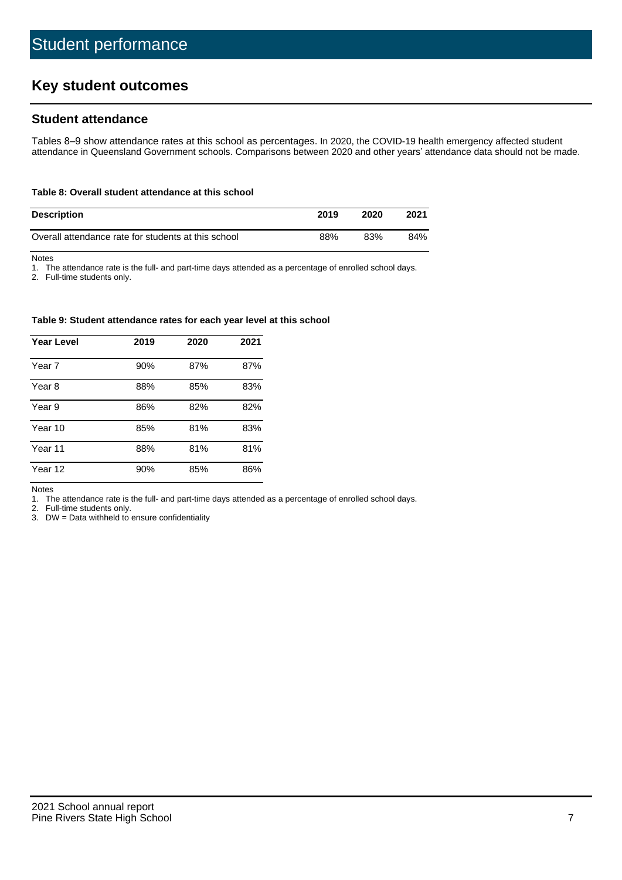# Student performance

## Key student outcomes

### Student attendance

Tables 8–9 show attendance rates at this school as percentages. In 2020, the COVID-19 health emergency affected student attendance in Queensland Government schools. Comparisons between 2020 and other years' attendance data should not be made.

**Table 8: Overall student attendance at this school**

| Description | 2019 | 2020 | 2021 |
|---|---|---|---|
| Overall attendance rate for students at this school | 88% | 83% | 84% |

Notes
1. The attendance rate is the full- and part-time days attended as a percentage of enrolled school days.
2. Full-time students only.

**Table 9: Student attendance rates for each year level at this school**

| Year Level | 2019 | 2020 | 2021 |
|---|---|---|---|
| Year 7 | 90% | 87% | 87% |
| Year 8 | 88% | 85% | 83% |
| Year 9 | 86% | 82% | 82% |
| Year 10 | 85% | 81% | 83% |
| Year 11 | 88% | 81% | 81% |
| Year 12 | 90% | 85% | 86% |

Notes
1. The attendance rate is the full- and part-time days attended as a percentage of enrolled school days.
2. Full-time students only.
3. DW = Data withheld to ensure confidentiality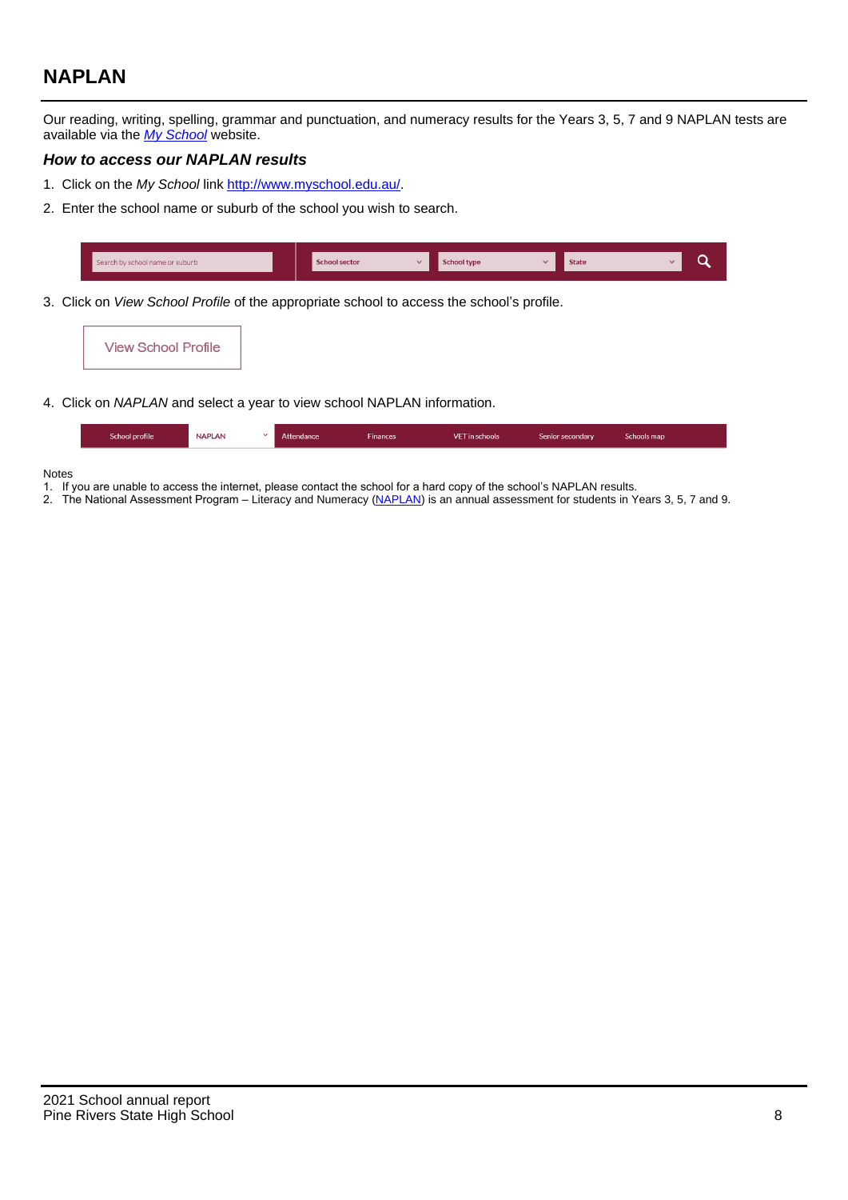## NAPLAN

Our reading, writing, spelling, grammar and punctuation, and numeracy results for the Years 3, 5, 7 and 9 NAPLAN tests are available via the *My School* website.

### *How to access our NAPLAN results*

1. Click on the *My School* link http://www.myschool.edu.au/.
2. Enter the school name or suburb of the school you wish to search.

| Search by school name or suburb | School sector | School type | State |
|---|---|---|---|

3. Click on *View School Profile* of the appropriate school to access the school's profile.

View School Profile

4. Click on *NAPLAN* and select a year to view school NAPLAN information.

| School profile | NAPLAN | Attendance | Finances | VET in schools | Senior secondary | Schools map |
|---|---|---|---|---|---|---|

Notes

1. If you are unable to access the internet, please contact the school for a hard copy of the school's NAPLAN results.
2. The National Assessment Program – Literacy and Numeracy (NAPLAN) is an annual assessment for students in Years 3, 5, 7 and 9.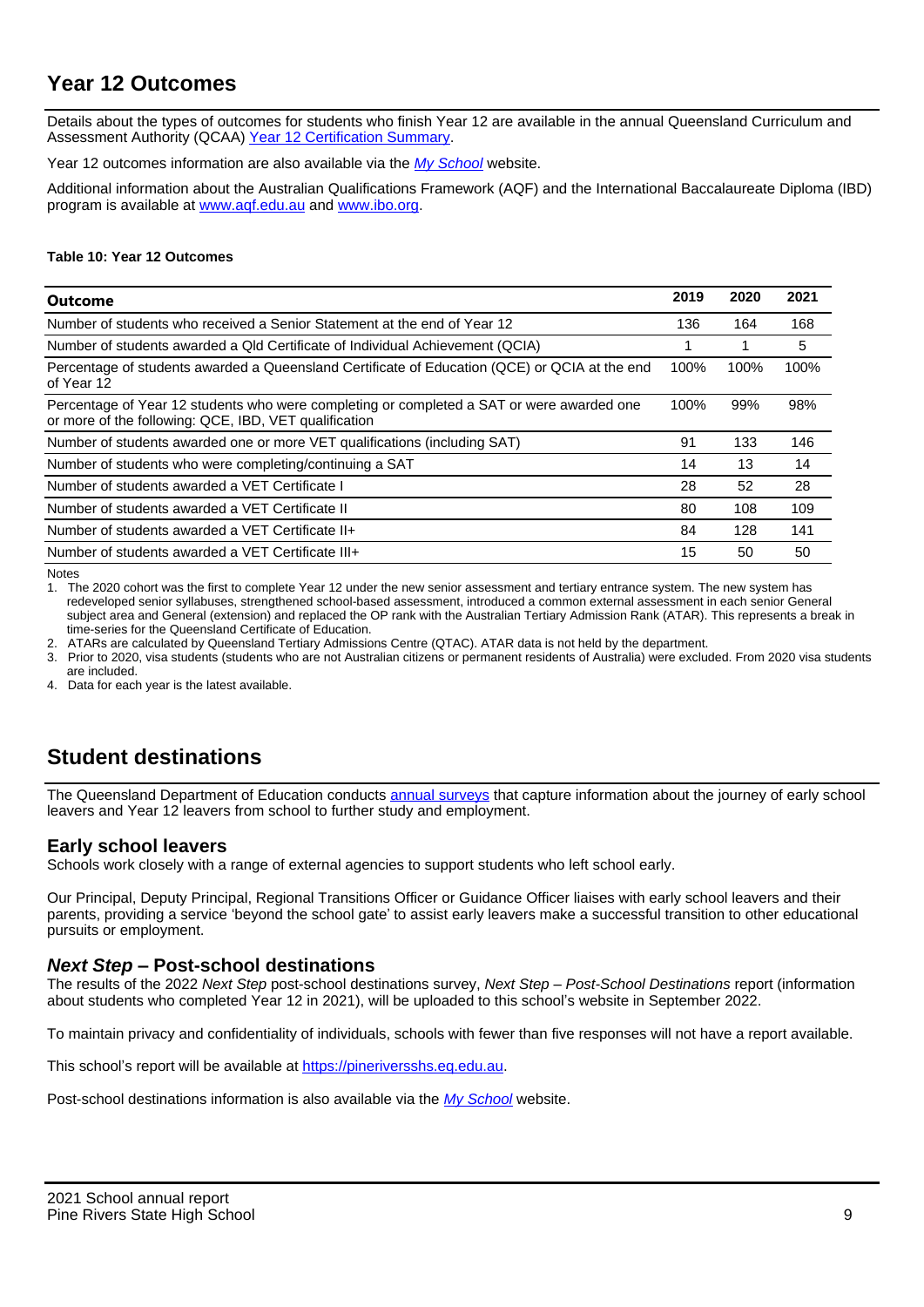## Year 12 Outcomes

Details about the types of outcomes for students who finish Year 12 are available in the annual Queensland Curriculum and Assessment Authority (QCAA) Year 12 Certification Summary.

Year 12 outcomes information are also available via the *My School* website.

Additional information about the Australian Qualifications Framework (AQF) and the International Baccalaureate Diploma (IBD) program is available at www.aqf.edu.au and www.ibo.org.

**Table 10: Year 12 Outcomes**

| Outcome | 2019 | 2020 | 2021 |
|---|---|---|---|
| Number of students who received a Senior Statement at the end of Year 12 | 136 | 164 | 168 |
| Number of students awarded a Qld Certificate of Individual Achievement (QCIA) | 1 | 1 | 5 |
| Percentage of students awarded a Queensland Certificate of Education (QCE) or QCIA at the end of Year 12 | 100% | 100% | 100% |
| Percentage of Year 12 students who were completing or completed a SAT or were awarded one or more of the following: QCE, IBD, VET qualification | 100% | 99% | 98% |
| Number of students awarded one or more VET qualifications (including SAT) | 91 | 133 | 146 |
| Number of students who were completing/continuing a SAT | 14 | 13 | 14 |
| Number of students awarded a VET Certificate I | 28 | 52 | 28 |
| Number of students awarded a VET Certificate II | 80 | 108 | 109 |
| Number of students awarded a VET Certificate II+ | 84 | 128 | 141 |
| Number of students awarded a VET Certificate III+ | 15 | 50 | 50 |

Notes

1. The 2020 cohort was the first to complete Year 12 under the new senior assessment and tertiary entrance system. The new system has redeveloped senior syllabuses, strengthened school-based assessment, introduced a common external assessment in each senior General subject area and General (extension) and replaced the OP rank with the Australian Tertiary Admission Rank (ATAR). This represents a break in time-series for the Queensland Certificate of Education.
2. ATARs are calculated by Queensland Tertiary Admissions Centre (QTAC). ATAR data is not held by the department.
3. Prior to 2020, visa students (students who are not Australian citizens or permanent residents of Australia) were excluded. From 2020 visa students are included.
4. Data for each year is the latest available.

## Student destinations

The Queensland Department of Education conducts annual surveys that capture information about the journey of early school leavers and Year 12 leavers from school to further study and employment.

### Early school leavers

Schools work closely with a range of external agencies to support students who left school early.

Our Principal, Deputy Principal, Regional Transitions Officer or Guidance Officer liaises with early school leavers and their parents, providing a service 'beyond the school gate' to assist early leavers make a successful transition to other educational pursuits or employment.

### *Next Step* – Post-school destinations

The results of the 2022 *Next Step* post-school destinations survey, *Next Step – Post-School Destinations* report (information about students who completed Year 12 in 2021), will be uploaded to this school's website in September 2022.

To maintain privacy and confidentiality of individuals, schools with fewer than five responses will not have a report available.

This school's report will be available at https://pineriversshs.eq.edu.au.

Post-school destinations information is also available via the *My School* website.